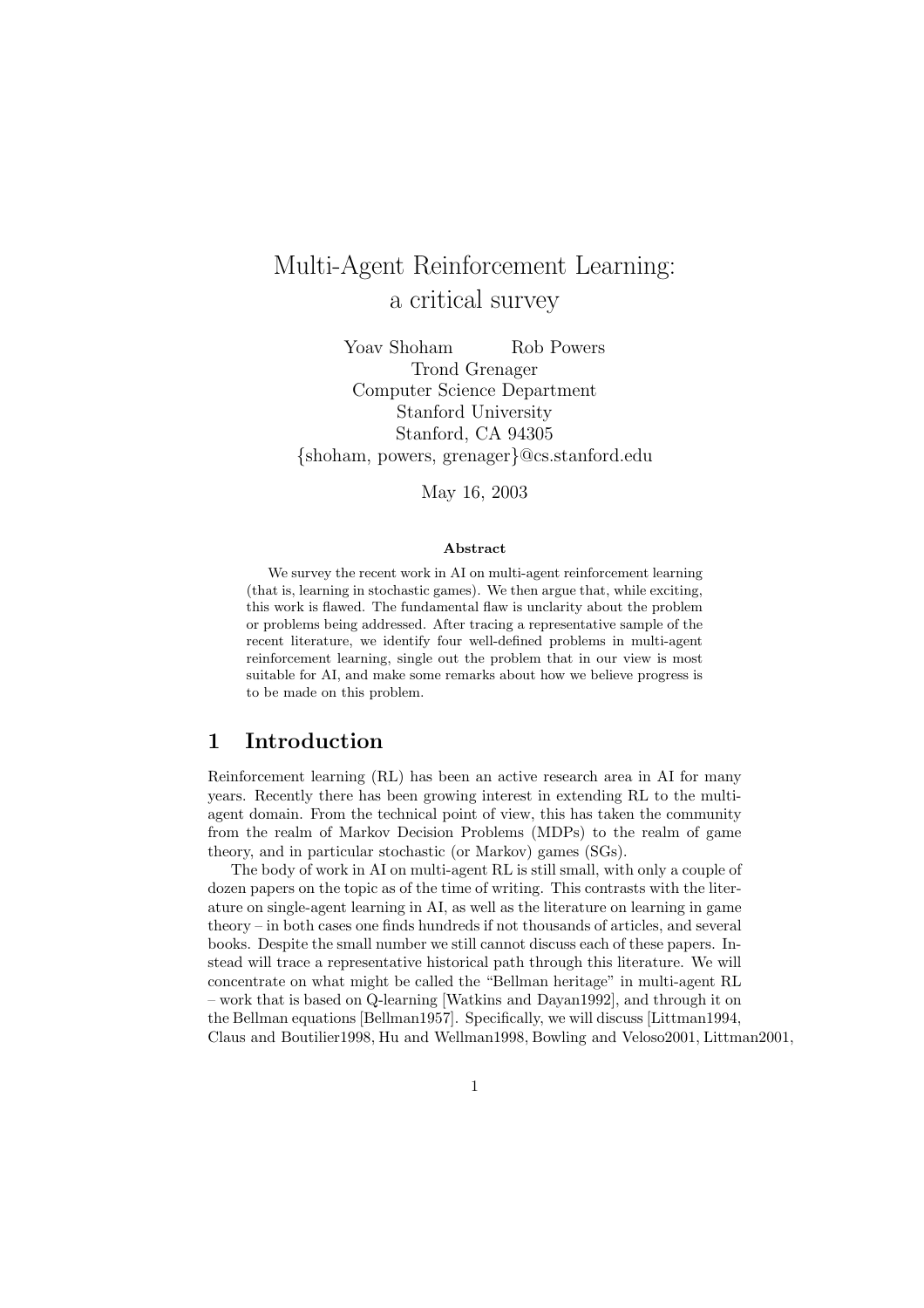# Multi-Agent Reinforcement Learning: a critical survey

Yoav Shoham   Rob Powers
Trond Grenager
Computer Science Department
Stanford University
Stanford, CA 94305
{shoham, powers, grenager}@cs.stanford.edu

May 16, 2003

**Abstract**

We survey the recent work in AI on multi-agent reinforcement learning (that is, learning in stochastic games). We then argue that, while exciting, this work is flawed. The fundamental flaw is unclarity about the problem or problems being addressed. After tracing a representative sample of the recent literature, we identify four well-defined problems in multi-agent reinforcement learning, single out the problem that in our view is most suitable for AI, and make some remarks about how we believe progress is to be made on this problem.

## 1 Introduction

Reinforcement learning (RL) has been an active research area in AI for many years. Recently there has been growing interest in extending RL to the multi-agent domain. From the technical point of view, this has taken the community from the realm of Markov Decision Problems (MDPs) to the realm of game theory, and in particular stochastic (or Markov) games (SGs).

The body of work in AI on multi-agent RL is still small, with only a couple of dozen papers on the topic as of the time of writing. This contrasts with the literature on single-agent learning in AI, as well as the literature on learning in game theory – in both cases one finds hundreds if not thousands of articles, and several books. Despite the small number we still cannot discuss each of these papers. Instead will trace a representative historical path through this literature. We will concentrate on what might be called the "Bellman heritage" in multi-agent RL – work that is based on Q-learning [Watkins and Dayan1992], and through it on the Bellman equations [Bellman1957]. Specifically, we will discuss [Littman1994, Claus and Boutilier1998, Hu and Wellman1998, Bowling and Veloso2001, Littman2001,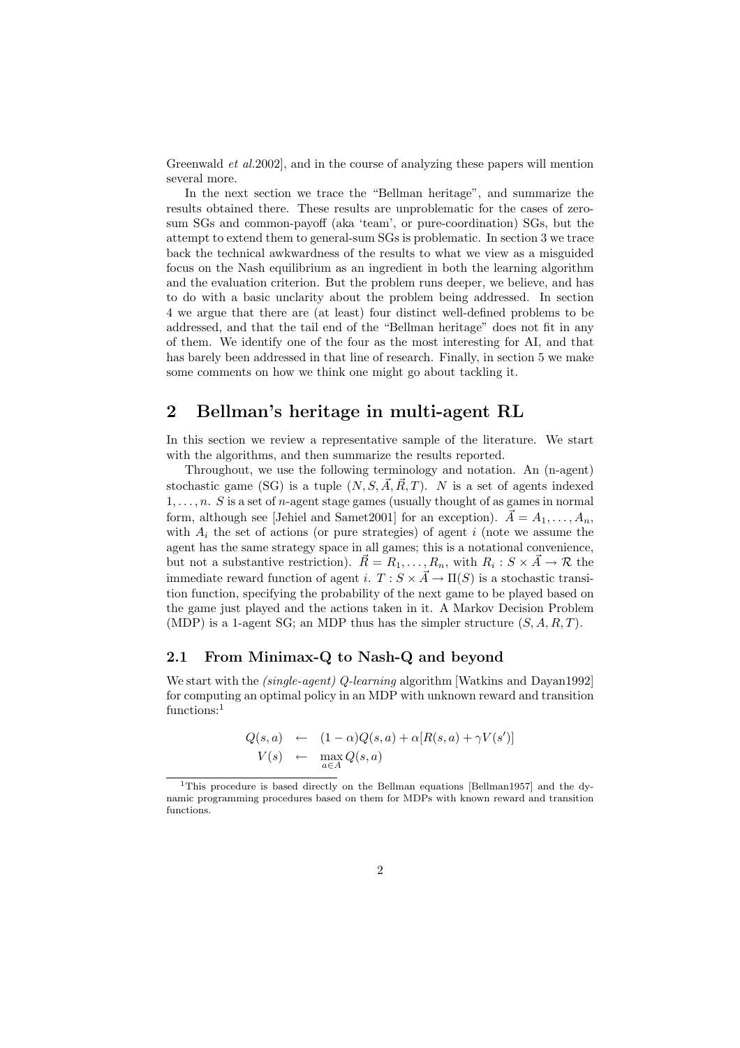Greenwald *et al.*2002], and in the course of analyzing these papers will mention several more.

In the next section we trace the "Bellman heritage", and summarize the results obtained there. These results are unproblematic for the cases of zero-sum SGs and common-payoff (aka 'team', or pure-coordination) SGs, but the attempt to extend them to general-sum SGs is problematic. In section 3 we trace back the technical awkwardness of the results to what we view as a misguided focus on the Nash equilibrium as an ingredient in both the learning algorithm and the evaluation criterion. But the problem runs deeper, we believe, and has to do with a basic unclarity about the problem being addressed. In section 4 we argue that there are (at least) four distinct well-defined problems to be addressed, and that the tail end of the "Bellman heritage" does not fit in any of them. We identify one of the four as the most interesting for AI, and that has barely been addressed in that line of research. Finally, in section 5 we make some comments on how we think one might go about tackling it.

## 2 Bellman's heritage in multi-agent RL

In this section we review a representative sample of the literature. We start with the algorithms, and then summarize the results reported.

Throughout, we use the following terminology and notation. An (n-agent) stochastic game (SG) is a tuple $(N, S, \vec{A}, \vec{R}, T)$. $N$ is a set of agents indexed $1, \ldots, n$. $S$ is a set of $n$-agent stage games (usually thought of as games in normal form, although see [Jehiel and Samet2001] for an exception). $\vec{A} = A_1, \ldots, A_n$, with $A_i$ the set of actions (or pure strategies) of agent $i$ (note we assume the agent has the same strategy space in all games; this is a notational convenience, but not a substantive restriction). $\vec{R} = R_1, \ldots, R_n$, with $R_i : S \times \vec{A} \rightarrow \mathcal{R}$ the immediate reward function of agent $i$. $T : S \times \vec{A} \rightarrow \Pi(S)$ is a stochastic transition function, specifying the probability of the next game to be played based on the game just played and the actions taken in it. A Markov Decision Problem (MDP) is a 1-agent SG; an MDP thus has the simpler structure $(S, A, R, T)$.

### 2.1 From Minimax-Q to Nash-Q and beyond

We start with the *(single-agent) Q-learning* algorithm [Watkins and Dayan1992] for computing an optimal policy in an MDP with unknown reward and transition functions:[1]

$$
\begin{aligned}
Q(s,a) &\leftarrow (1-\alpha)Q(s,a) + \alpha[R(s,a) + \gamma V(s')] \\
V(s) &\leftarrow \max_{a \in A} Q(s,a)
\end{aligned}
$$

[1] This procedure is based directly on the Bellman equations [Bellman1957] and the dynamic programming procedures based on them for MDPs with known reward and transition functions.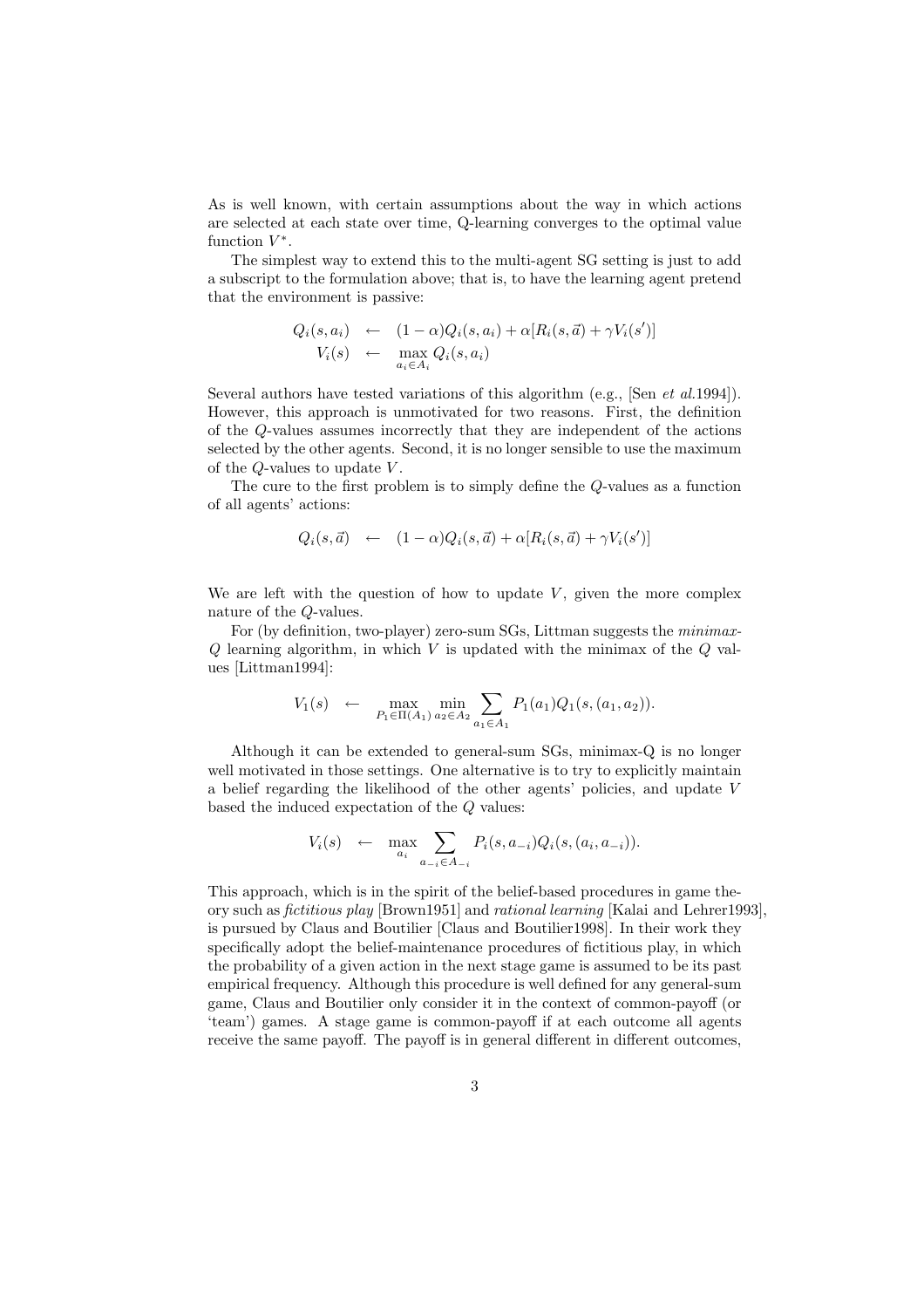As is well known, with certain assumptions about the way in which actions are selected at each state over time, Q-learning converges to the optimal value function $V^*$.

The simplest way to extend this to the multi-agent SG setting is just to add a subscript to the formulation above; that is, to have the learning agent pretend that the environment is passive:

$$\begin{aligned} Q_i(s,a_i) &\leftarrow (1-\alpha)Q_i(s,a_i) + \alpha[R_i(s,\vec{a}) + \gamma V_i(s')] \\ V_i(s) &\leftarrow \max_{a_i \in A_i} Q_i(s,a_i) \end{aligned}$$

Several authors have tested variations of this algorithm (e.g., [Sen *et al.*1994]). However, this approach is unmotivated for two reasons. First, the definition of the $Q$-values assumes incorrectly that they are independent of the actions selected by the other agents. Second, it is no longer sensible to use the maximum of the $Q$-values to update $V$.

The cure to the first problem is to simply define the $Q$-values as a function of all agents' actions:

$$Q_i(s,\vec{a}) \leftarrow (1-\alpha)Q_i(s,\vec{a}) + \alpha[R_i(s,\vec{a}) + \gamma V_i(s')]$$

We are left with the question of how to update $V$, given the more complex nature of the $Q$-values.

For (by definition, two-player) zero-sum SGs, Littman suggests the *minimax-Q* learning algorithm, in which $V$ is updated with the minimax of the $Q$ values [Littman1994]:

$$V_1(s) \leftarrow \max_{P_1 \in \Pi(A_1)} \min_{a_2 \in A_2} \sum_{a_1 \in A_1} P_1(a_1) Q_1(s,(a_1,a_2)).$$

Although it can be extended to general-sum SGs, minimax-Q is no longer well motivated in those settings. One alternative is to try to explicitly maintain a belief regarding the likelihood of the other agents' policies, and update $V$ based the induced expectation of the $Q$ values:

$$V_i(s) \leftarrow \max_{a_i} \sum_{a_{-i} \in A_{-i}} P_i(s,a_{-i}) Q_i(s,(a_i,a_{-i})).$$

This approach, which is in the spirit of the belief-based procedures in game theory such as *fictitious play* [Brown1951] and *rational learning* [Kalai and Lehrer1993], is pursued by Claus and Boutilier [Claus and Boutilier1998]. In their work they specifically adopt the belief-maintenance procedures of fictitious play, in which the probability of a given action in the next stage game is assumed to be its past empirical frequency. Although this procedure is well defined for any general-sum game, Claus and Boutilier only consider it in the context of common-payoff (or 'team') games. A stage game is common-payoff if at each outcome all agents receive the same payoff. The payoff is in general different in different outcomes,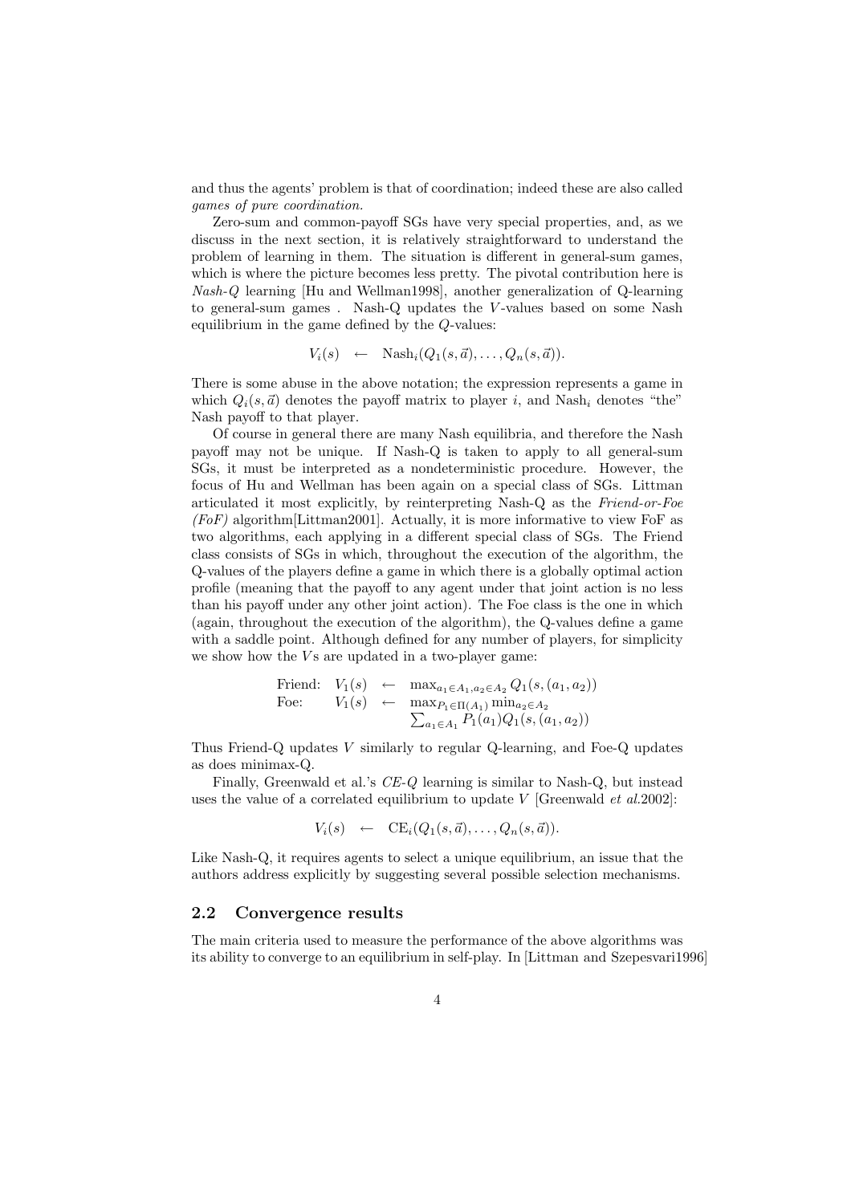and thus the agents' problem is that of coordination; indeed these are also called *games of pure coordination.*

Zero-sum and common-payoff SGs have very special properties, and, as we discuss in the next section, it is relatively straightforward to understand the problem of learning in them. The situation is different in general-sum games, which is where the picture becomes less pretty. The pivotal contribution here is *Nash-Q* learning [Hu and Wellman1998], another generalization of Q-learning to general-sum games . Nash-Q updates the $V$-values based on some Nash equilibrium in the game defined by the $Q$-values:

$$V_i(s) \quad \leftarrow \quad \text{Nash}_i(Q_1(s,\vec{a}),\ldots,Q_n(s,\vec{a})).$$

There is some abuse in the above notation; the expression represents a game in which $Q_i(s,\vec{a})$ denotes the payoff matrix to player $i$, and $\text{Nash}_i$ denotes "the" Nash payoff to that player.

Of course in general there are many Nash equilibria, and therefore the Nash payoff may not be unique. If Nash-Q is taken to apply to all general-sum SGs, it must be interpreted as a nondeterministic procedure. However, the focus of Hu and Wellman has been again on a special class of SGs. Littman articulated it most explicitly, by reinterpreting Nash-Q as the *Friend-or-Foe (FoF)* algorithm[Littman2001]. Actually, it is more informative to view FoF as two algorithms, each applying in a different special class of SGs. The Friend class consists of SGs in which, throughout the execution of the algorithm, the Q-values of the players define a game in which there is a globally optimal action profile (meaning that the payoff to any agent under that joint action is no less than his payoff under any other joint action). The Foe class is the one in which (again, throughout the execution of the algorithm), the Q-values define a game with a saddle point. Although defined for any number of players, for simplicity we show how the $V$s are updated in a two-player game:

$$\begin{array}{lcl} \text{Friend:} \quad V_1(s) & \leftarrow & \max_{a_1 \in A_1, a_2 \in A_2} Q_1(s,(a_1,a_2)) \\ \text{Foe:} \quad V_1(s) & \leftarrow & \max_{P_1 \in \Pi(A_1)} \min_{a_2 \in A_2} \\ & & \sum_{a_1 \in A_1} P_1(a_1) Q_1(s,(a_1,a_2)) \end{array}$$

Thus Friend-Q updates $V$ similarly to regular Q-learning, and Foe-Q updates as does minimax-Q.

Finally, Greenwald et al.'s *CE-Q* learning is similar to Nash-Q, but instead uses the value of a correlated equilibrium to update $V$ [Greenwald *et al.*2002]:

$$V_i(s) \quad \leftarrow \quad \text{CE}_i(Q_1(s,\vec{a}),\ldots,Q_n(s,\vec{a})).$$

Like Nash-Q, it requires agents to select a unique equilibrium, an issue that the authors address explicitly by suggesting several possible selection mechanisms.

## 2.2 Convergence results

The main criteria used to measure the performance of the above algorithms was its ability to converge to an equilibrium in self-play. In [Littman and Szepesvari1996]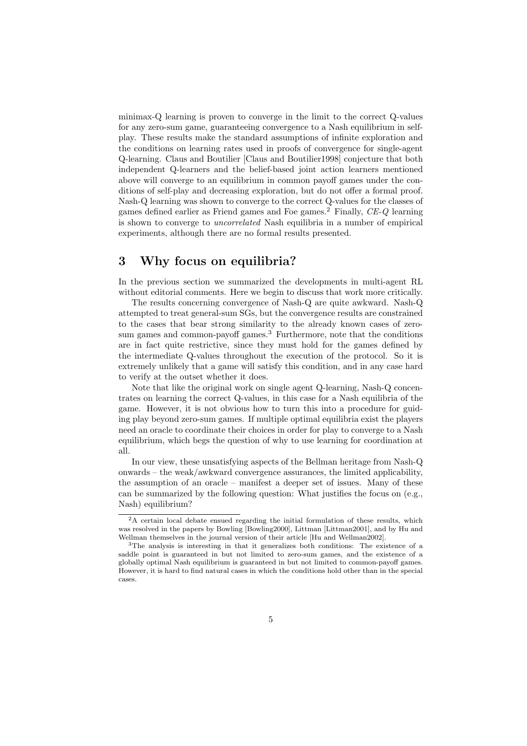minimax-Q learning is proven to converge in the limit to the correct Q-values for any zero-sum game, guaranteeing convergence to a Nash equilibrium in self-play. These results make the standard assumptions of infinite exploration and the conditions on learning rates used in proofs of convergence for single-agent Q-learning. Claus and Boutilier [Claus and Boutilier1998] conjecture that both independent Q-learners and the belief-based joint action learners mentioned above will converge to an equilibrium in common payoff games under the conditions of self-play and decreasing exploration, but do not offer a formal proof. Nash-Q learning was shown to converge to the correct Q-values for the classes of games defined earlier as Friend games and Foe games.[2] Finally, *CE-Q* learning is shown to converge to *uncorrelated* Nash equilibria in a number of empirical experiments, although there are no formal results presented.

# 3 Why focus on equilibria?

In the previous section we summarized the developments in multi-agent RL without editorial comments. Here we begin to discuss that work more critically.

The results concerning convergence of Nash-Q are quite awkward. Nash-Q attempted to treat general-sum SGs, but the convergence results are constrained to the cases that bear strong similarity to the already known cases of zero-sum games and common-payoff games.[3] Furthermore, note that the conditions are in fact quite restrictive, since they must hold for the games defined by the intermediate Q-values throughout the execution of the protocol. So it is extremely unlikely that a game will satisfy this condition, and in any case hard to verify at the outset whether it does.

Note that like the original work on single agent Q-learning, Nash-Q concentrates on learning the correct Q-values, in this case for a Nash equilibria of the game. However, it is not obvious how to turn this into a procedure for guiding play beyond zero-sum games. If multiple optimal equilibria exist the players need an oracle to coordinate their choices in order for play to converge to a Nash equilibrium, which begs the question of why to use learning for coordination at all.

In our view, these unsatisfying aspects of the Bellman heritage from Nash-Q onwards – the weak/awkward convergence assurances, the limited applicability, the assumption of an oracle – manifest a deeper set of issues. Many of these can be summarized by the following question: What justifies the focus on (e.g., Nash) equilibrium?

---

[2] A certain local debate ensued regarding the initial formulation of these results, which was resolved in the papers by Bowling [Bowling2000], Littman [Littman2001], and by Hu and Wellman themselves in the journal version of their article [Hu and Wellman2002].

[3] The analysis is interesting in that it generalizes both conditions: The existence of a saddle point is guaranteed in but not limited to zero-sum games, and the existence of a globally optimal Nash equilibrium is guaranteed in but not limited to common-payoff games. However, it is hard to find natural cases in which the conditions hold other than in the special cases.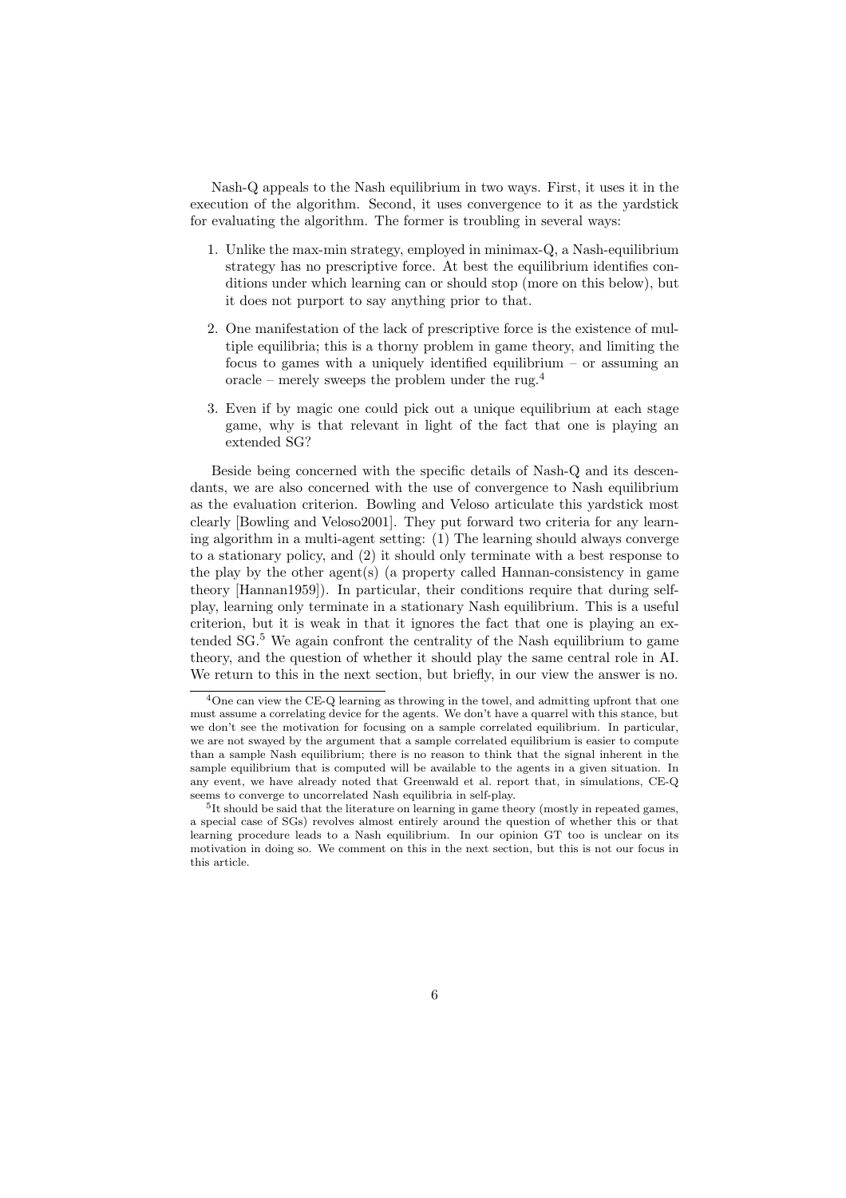Nash-Q appeals to the Nash equilibrium in two ways. First, it uses it in the execution of the algorithm. Second, it uses convergence to it as the yardstick for evaluating the algorithm. The former is troubling in several ways:

1. Unlike the max-min strategy, employed in minimax-Q, a Nash-equilibrium strategy has no prescriptive force. At best the equilibrium identifies conditions under which learning can or should stop (more on this below), but it does not purport to say anything prior to that.

2. One manifestation of the lack of prescriptive force is the existence of multiple equilibria; this is a thorny problem in game theory, and limiting the focus to games with a uniquely identified equilibrium – or assuming an oracle – merely sweeps the problem under the rug.[4]

3. Even if by magic one could pick out a unique equilibrium at each stage game, why is that relevant in light of the fact that one is playing an extended SG?

Beside being concerned with the specific details of Nash-Q and its descendants, we are also concerned with the use of convergence to Nash equilibrium as the evaluation criterion. Bowling and Veloso articulate this yardstick most clearly [Bowling and Veloso2001]. They put forward two criteria for any learning algorithm in a multi-agent setting: (1) The learning should always converge to a stationary policy, and (2) it should only terminate with a best response to the play by the other agent(s) (a property called Hannan-consistency in game theory [Hannan1959]). In particular, their conditions require that during self-play, learning only terminate in a stationary Nash equilibrium. This is a useful criterion, but it is weak in that it ignores the fact that one is playing an extended SG.[5] We again confront the centrality of the Nash equilibrium to game theory, and the question of whether it should play the same central role in AI. We return to this in the next section, but briefly, in our view the answer is no.

---

[4] One can view the CE-Q learning as throwing in the towel, and admitting upfront that one must assume a correlating device for the agents. We don't have a quarrel with this stance, but we don't see the motivation for focusing on a sample correlated equilibrium. In particular, we are not swayed by the argument that a sample correlated equilibrium is easier to compute than a sample Nash equilibrium; there is no reason to think that the signal inherent in the sample equilibrium that is computed will be available to the agents in a given situation. In any event, we have already noted that Greenwald et al. report that, in simulations, CE-Q seems to converge to uncorrelated Nash equilibria in self-play.

[5] It should be said that the literature on learning in game theory (mostly in repeated games, a special case of SGs) revolves almost entirely around the question of whether this or that learning procedure leads to a Nash equilibrium. In our opinion GT too is unclear on its motivation in doing so. We comment on this in the next section, but this is not our focus in this article.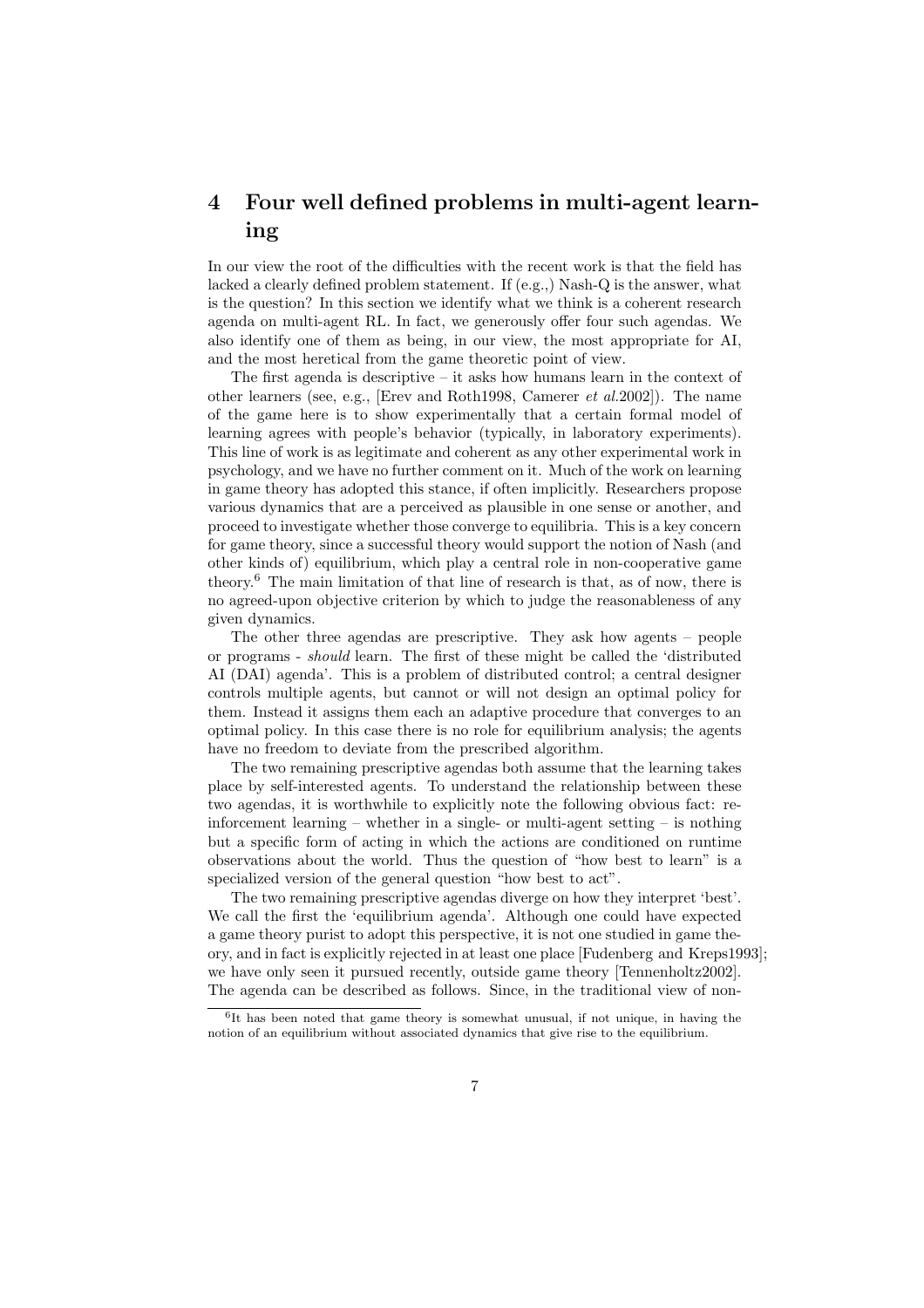## 4 Four well defined problems in multi-agent learning

In our view the root of the difficulties with the recent work is that the field has lacked a clearly defined problem statement. If (e.g.,) Nash-Q is the answer, what is the question? In this section we identify what we think is a coherent research agenda on multi-agent RL. In fact, we generously offer four such agendas. We also identify one of them as being, in our view, the most appropriate for AI, and the most heretical from the game theoretic point of view.

The first agenda is descriptive – it asks how humans learn in the context of other learners (see, e.g., [Erev and Roth1998, Camerer *et al.*2002]). The name of the game here is to show experimentally that a certain formal model of learning agrees with people's behavior (typically, in laboratory experiments). This line of work is as legitimate and coherent as any other experimental work in psychology, and we have no further comment on it. Much of the work on learning in game theory has adopted this stance, if often implicitly. Researchers propose various dynamics that are a perceived as plausible in one sense or another, and proceed to investigate whether those converge to equilibria. This is a key concern for game theory, since a successful theory would support the notion of Nash (and other kinds of) equilibrium, which play a central role in non-cooperative game theory.[6] The main limitation of that line of research is that, as of now, there is no agreed-upon objective criterion by which to judge the reasonableness of any given dynamics.

The other three agendas are prescriptive. They ask how agents – people or programs - *should* learn. The first of these might be called the 'distributed AI (DAI) agenda'. This is a problem of distributed control; a central designer controls multiple agents, but cannot or will not design an optimal policy for them. Instead it assigns them each an adaptive procedure that converges to an optimal policy. In this case there is no role for equilibrium analysis; the agents have no freedom to deviate from the prescribed algorithm.

The two remaining prescriptive agendas both assume that the learning takes place by self-interested agents. To understand the relationship between these two agendas, it is worthwhile to explicitly note the following obvious fact: reinforcement learning – whether in a single- or multi-agent setting – is nothing but a specific form of acting in which the actions are conditioned on runtime observations about the world. Thus the question of "how best to learn" is a specialized version of the general question "how best to act".

The two remaining prescriptive agendas diverge on how they interpret 'best'. We call the first the 'equilibrium agenda'. Although one could have expected a game theory purist to adopt this perspective, it is not one studied in game theory, and in fact is explicitly rejected in at least one place [Fudenberg and Kreps1993]; we have only seen it pursued recently, outside game theory [Tennenholtz2002]. The agenda can be described as follows. Since, in the traditional view of non-

[6] It has been noted that game theory is somewhat unusual, if not unique, in having the notion of an equilibrium without associated dynamics that give rise to the equilibrium.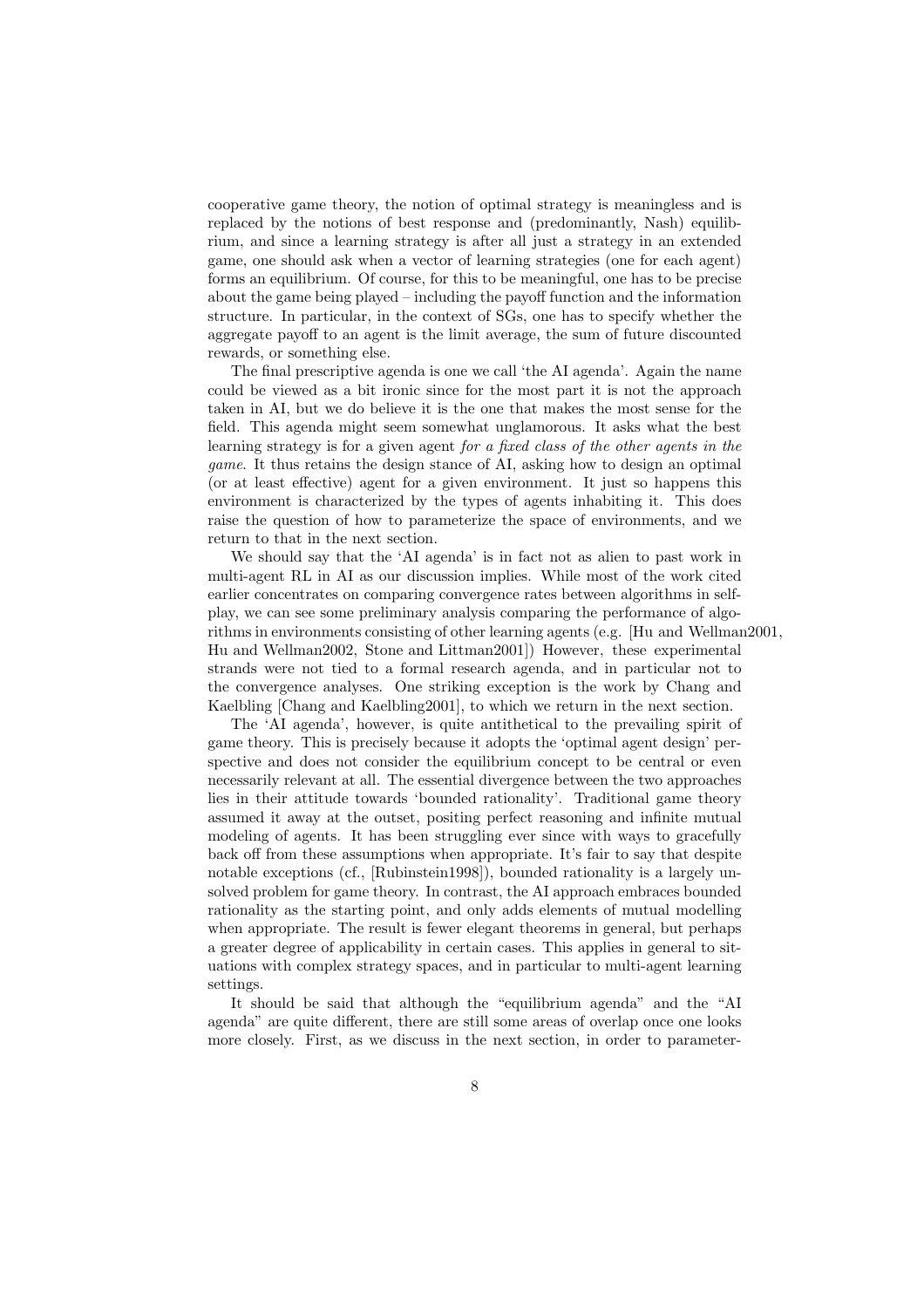cooperative game theory, the notion of optimal strategy is meaningless and is replaced by the notions of best response and (predominantly, Nash) equilibrium, and since a learning strategy is after all just a strategy in an extended game, one should ask when a vector of learning strategies (one for each agent) forms an equilibrium. Of course, for this to be meaningful, one has to be precise about the game being played – including the payoff function and the information structure. In particular, in the context of SGs, one has to specify whether the aggregate payoff to an agent is the limit average, the sum of future discounted rewards, or something else.

The final prescriptive agenda is one we call 'the AI agenda'. Again the name could be viewed as a bit ironic since for the most part it is not the approach taken in AI, but we do believe it is the one that makes the most sense for the field. This agenda might seem somewhat unglamorous. It asks what the best learning strategy is for a given agent *for a fixed class of the other agents in the game*. It thus retains the design stance of AI, asking how to design an optimal (or at least effective) agent for a given environment. It just so happens this environment is characterized by the types of agents inhabiting it. This does raise the question of how to parameterize the space of environments, and we return to that in the next section.

We should say that the 'AI agenda' is in fact not as alien to past work in multi-agent RL in AI as our discussion implies. While most of the work cited earlier concentrates on comparing convergence rates between algorithms in self-play, we can see some preliminary analysis comparing the performance of algorithms in environments consisting of other learning agents (e.g. [Hu and Wellman2001, Hu and Wellman2002, Stone and Littman2001]) However, these experimental strands were not tied to a formal research agenda, and in particular not to the convergence analyses. One striking exception is the work by Chang and Kaelbling [Chang and Kaelbling2001], to which we return in the next section.

The 'AI agenda', however, is quite antithetical to the prevailing spirit of game theory. This is precisely because it adopts the 'optimal agent design' perspective and does not consider the equilibrium concept to be central or even necessarily relevant at all. The essential divergence between the two approaches lies in their attitude towards 'bounded rationality'. Traditional game theory assumed it away at the outset, positing perfect reasoning and infinite mutual modeling of agents. It has been struggling ever since with ways to gracefully back off from these assumptions when appropriate. It's fair to say that despite notable exceptions (cf., [Rubinstein1998]), bounded rationality is a largely unsolved problem for game theory. In contrast, the AI approach embraces bounded rationality as the starting point, and only adds elements of mutual modelling when appropriate. The result is fewer elegant theorems in general, but perhaps a greater degree of applicability in certain cases. This applies in general to situations with complex strategy spaces, and in particular to multi-agent learning settings.

It should be said that although the "equilibrium agenda" and the "AI agenda" are quite different, there are still some areas of overlap once one looks more closely. First, as we discuss in the next section, in order to parameter-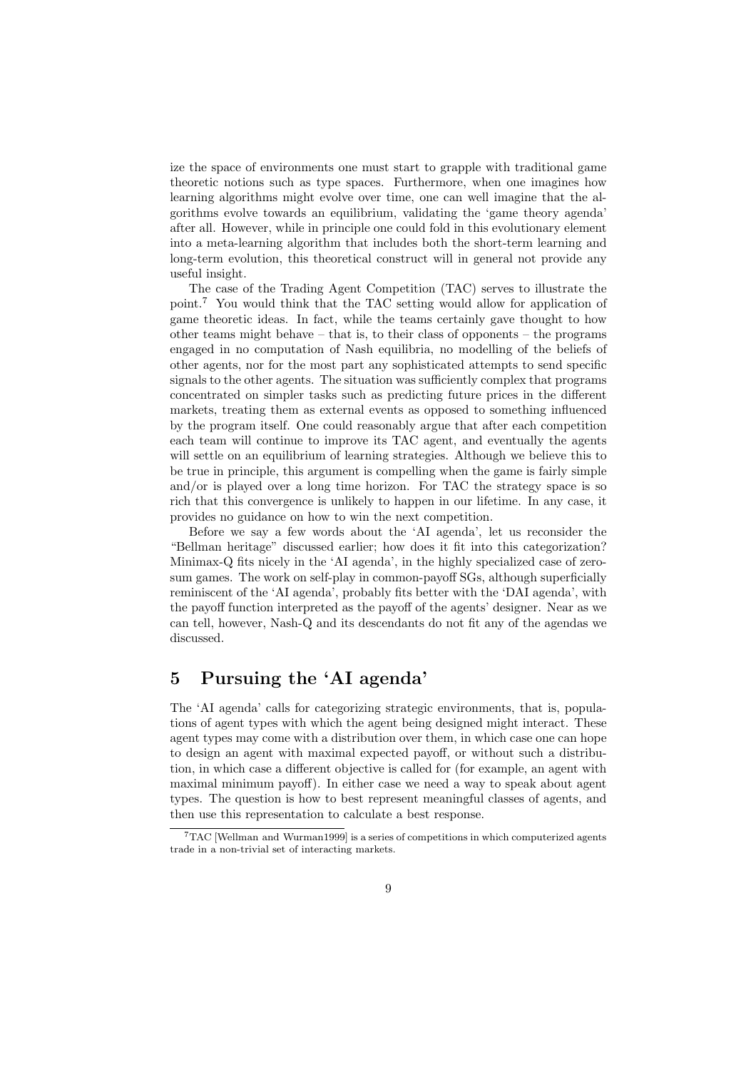ize the space of environments one must start to grapple with traditional game theoretic notions such as type spaces. Furthermore, when one imagines how learning algorithms might evolve over time, one can well imagine that the algorithms evolve towards an equilibrium, validating the 'game theory agenda' after all. However, while in principle one could fold in this evolutionary element into a meta-learning algorithm that includes both the short-term learning and long-term evolution, this theoretical construct will in general not provide any useful insight.

The case of the Trading Agent Competition (TAC) serves to illustrate the point.[7] You would think that the TAC setting would allow for application of game theoretic ideas. In fact, while the teams certainly gave thought to how other teams might behave – that is, to their class of opponents – the programs engaged in no computation of Nash equilibria, no modelling of the beliefs of other agents, nor for the most part any sophisticated attempts to send specific signals to the other agents. The situation was sufficiently complex that programs concentrated on simpler tasks such as predicting future prices in the different markets, treating them as external events as opposed to something influenced by the program itself. One could reasonably argue that after each competition each team will continue to improve its TAC agent, and eventually the agents will settle on an equilibrium of learning strategies. Although we believe this to be true in principle, this argument is compelling when the game is fairly simple and/or is played over a long time horizon. For TAC the strategy space is so rich that this convergence is unlikely to happen in our lifetime. In any case, it provides no guidance on how to win the next competition.

Before we say a few words about the 'AI agenda', let us reconsider the "Bellman heritage" discussed earlier; how does it fit into this categorization? Minimax-Q fits nicely in the 'AI agenda', in the highly specialized case of zero-sum games. The work on self-play in common-payoff SGs, although superficially reminiscent of the 'AI agenda', probably fits better with the 'DAI agenda', with the payoff function interpreted as the payoff of the agents' designer. Near as we can tell, however, Nash-Q and its descendants do not fit any of the agendas we discussed.

# 5 Pursuing the 'AI agenda'

The 'AI agenda' calls for categorizing strategic environments, that is, populations of agent types with which the agent being designed might interact. These agent types may come with a distribution over them, in which case one can hope to design an agent with maximal expected payoff, or without such a distribution, in which case a different objective is called for (for example, an agent with maximal minimum payoff). In either case we need a way to speak about agent types. The question is how to best represent meaningful classes of agents, and then use this representation to calculate a best response.

[7] TAC [Wellman and Wurman1999] is a series of competitions in which computerized agents trade in a non-trivial set of interacting markets.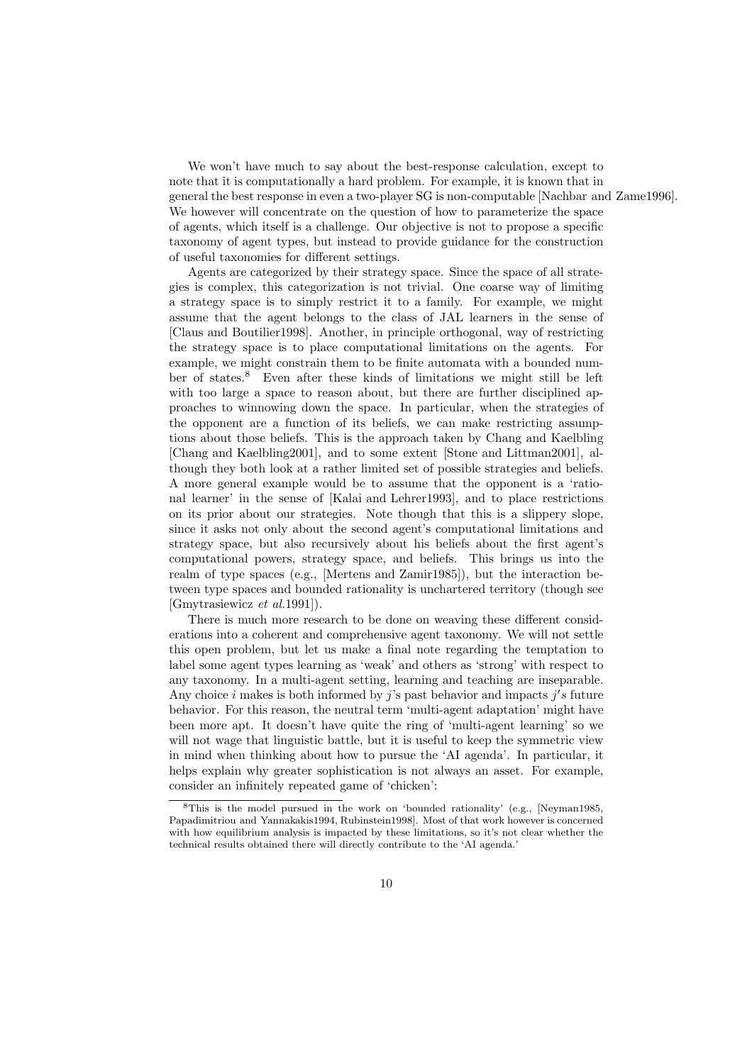We won't have much to say about the best-response calculation, except to note that it is computationally a hard problem. For example, it is known that in general the best response in even a two-player SG is non-computable [Nachbar and Zame1996]. We however will concentrate on the question of how to parameterize the space of agents, which itself is a challenge. Our objective is not to propose a specific taxonomy of agent types, but instead to provide guidance for the construction of useful taxonomies for different settings.

Agents are categorized by their strategy space. Since the space of all strategies is complex, this categorization is not trivial. One coarse way of limiting a strategy space is to simply restrict it to a family. For example, we might assume that the agent belongs to the class of JAL learners in the sense of [Claus and Boutilier1998]. Another, in principle orthogonal, way of restricting the strategy space is to place computational limitations on the agents. For example, we might constrain them to be finite automata with a bounded number of states.[8] Even after these kinds of limitations we might still be left with too large a space to reason about, but there are further disciplined approaches to winnowing down the space. In particular, when the strategies of the opponent are a function of its beliefs, we can make restricting assumptions about those beliefs. This is the approach taken by Chang and Kaelbling [Chang and Kaelbling2001], and to some extent [Stone and Littman2001], although they both look at a rather limited set of possible strategies and beliefs. A more general example would be to assume that the opponent is a 'rational learner' in the sense of [Kalai and Lehrer1993], and to place restrictions on its prior about our strategies. Note though that this is a slippery slope, since it asks not only about the second agent's computational limitations and strategy space, but also recursively about his beliefs about the first agent's computational powers, strategy space, and beliefs. This brings us into the realm of type spaces (e.g., [Mertens and Zamir1985]), but the interaction between type spaces and bounded rationality is unchartered territory (though see [Gmytrasiewicz *et al.*1991]).

There is much more research to be done on weaving these different considerations into a coherent and comprehensive agent taxonomy. We will not settle this open problem, but let us make a final note regarding the temptation to label some agent types learning as 'weak' and others as 'strong' with respect to any taxonomy. In a multi-agent setting, learning and teaching are inseparable. Any choice $i$ makes is both informed by $j$'s past behavior and impacts $j's$ future behavior. For this reason, the neutral term 'multi-agent adaptation' might have been more apt. It doesn't have quite the ring of 'multi-agent learning' so we will not wage that linguistic battle, but it is useful to keep the symmetric view in mind when thinking about how to pursue the 'AI agenda'. In particular, it helps explain why greater sophistication is not always an asset. For example, consider an infinitely repeated game of 'chicken':

[8] This is the model pursued in the work on 'bounded rationality' (e.g., [Neyman1985, Papadimitriou and Yannakakis1994, Rubinstein1998]. Most of that work however is concerned with how equilibrium analysis is impacted by these limitations, so it's not clear whether the technical results obtained there will directly contribute to the 'AI agenda.'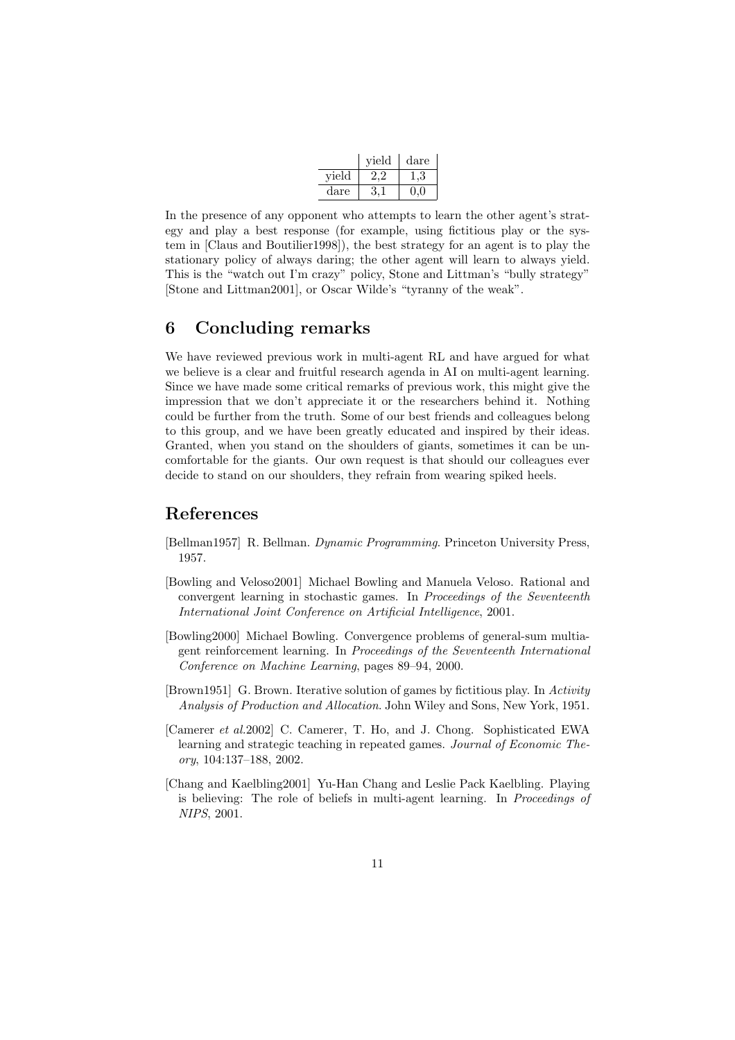| | yield | dare |
|---|---|---|
| yield | 2,2 | 1,3 |
| dare | 3,1 | 0,0 |

In the presence of any opponent who attempts to learn the other agent's strategy and play a best response (for example, using fictitious play or the system in [Claus and Boutilier1998]), the best strategy for an agent is to play the stationary policy of always daring; the other agent will learn to always yield. This is the "watch out I'm crazy" policy, Stone and Littman's "bully strategy" [Stone and Littman2001], or Oscar Wilde's "tyranny of the weak".

## 6 Concluding remarks

We have reviewed previous work in multi-agent RL and have argued for what we believe is a clear and fruitful research agenda in AI on multi-agent learning. Since we have made some critical remarks of previous work, this might give the impression that we don't appreciate it or the researchers behind it. Nothing could be further from the truth. Some of our best friends and colleagues belong to this group, and we have been greatly educated and inspired by their ideas. Granted, when you stand on the shoulders of giants, sometimes it can be uncomfortable for the giants. Our own request is that should our colleagues ever decide to stand on our shoulders, they refrain from wearing spiked heels.

## References

[Bellman1957] R. Bellman. *Dynamic Programming*. Princeton University Press, 1957.

[Bowling and Veloso2001] Michael Bowling and Manuela Veloso. Rational and convergent learning in stochastic games. In *Proceedings of the Seventeenth International Joint Conference on Artificial Intelligence*, 2001.

[Bowling2000] Michael Bowling. Convergence problems of general-sum multiagent reinforcement learning. In *Proceedings of the Seventeenth International Conference on Machine Learning*, pages 89–94, 2000.

[Brown1951] G. Brown. Iterative solution of games by fictitious play. In *Activity Analysis of Production and Allocation*. John Wiley and Sons, New York, 1951.

[Camerer *et al.*2002] C. Camerer, T. Ho, and J. Chong. Sophisticated EWA learning and strategic teaching in repeated games. *Journal of Economic Theory*, 104:137–188, 2002.

[Chang and Kaelbling2001] Yu-Han Chang and Leslie Pack Kaelbling. Playing is believing: The role of beliefs in multi-agent learning. In *Proceedings of NIPS*, 2001.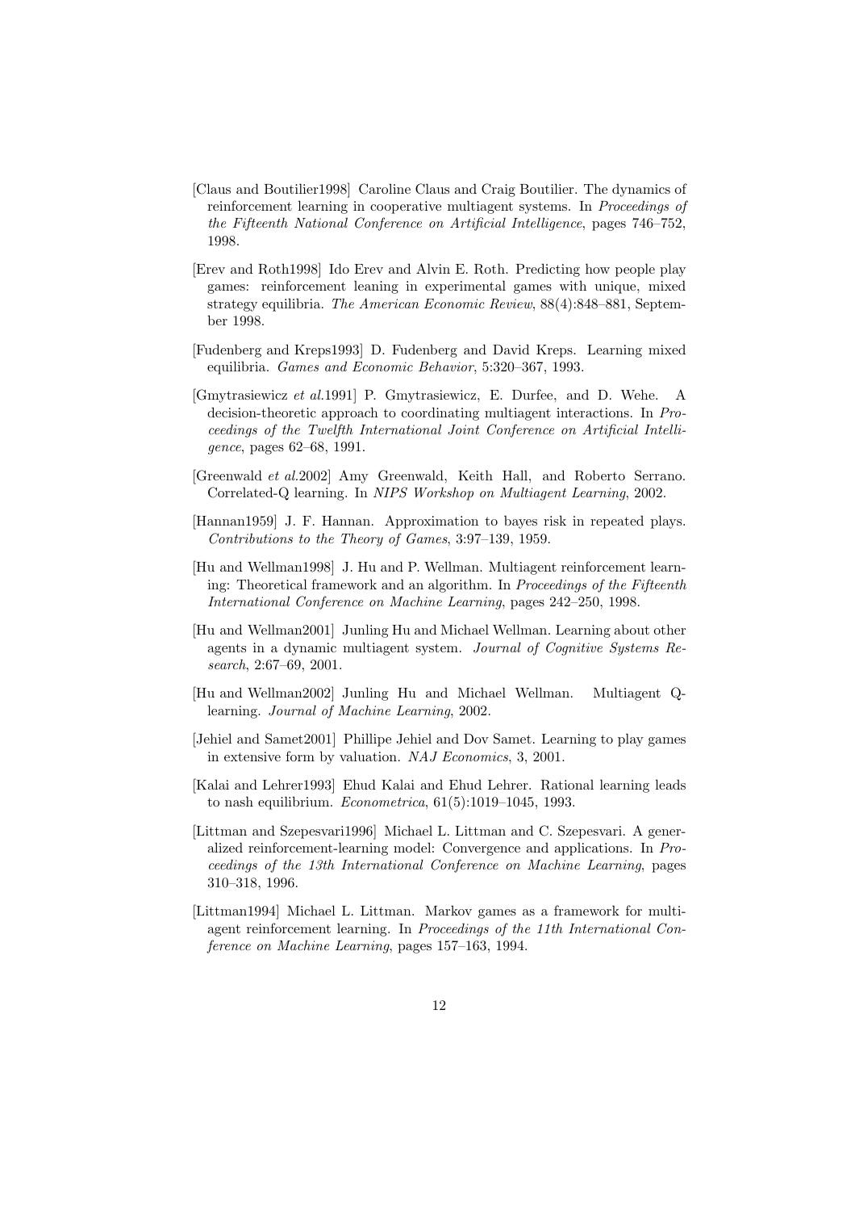[Claus and Boutilier1998] Caroline Claus and Craig Boutilier. The dynamics of reinforcement learning in cooperative multiagent systems. In *Proceedings of the Fifteenth National Conference on Artificial Intelligence*, pages 746–752, 1998.

[Erev and Roth1998] Ido Erev and Alvin E. Roth. Predicting how people play games: reinforcement leaning in experimental games with unique, mixed strategy equilibria. *The American Economic Review*, 88(4):848–881, September 1998.

[Fudenberg and Kreps1993] D. Fudenberg and David Kreps. Learning mixed equilibria. *Games and Economic Behavior*, 5:320–367, 1993.

[Gmytrasiewicz *et al.*1991] P. Gmytrasiewicz, E. Durfee, and D. Wehe. A decision-theoretic approach to coordinating multiagent interactions. In *Proceedings of the Twelfth International Joint Conference on Artificial Intelligence*, pages 62–68, 1991.

[Greenwald *et al.*2002] Amy Greenwald, Keith Hall, and Roberto Serrano. Correlated-Q learning. In *NIPS Workshop on Multiagent Learning*, 2002.

[Hannan1959] J. F. Hannan. Approximation to bayes risk in repeated plays. *Contributions to the Theory of Games*, 3:97–139, 1959.

[Hu and Wellman1998] J. Hu and P. Wellman. Multiagent reinforcement learning: Theoretical framework and an algorithm. In *Proceedings of the Fifteenth International Conference on Machine Learning*, pages 242–250, 1998.

[Hu and Wellman2001] Junling Hu and Michael Wellman. Learning about other agents in a dynamic multiagent system. *Journal of Cognitive Systems Research*, 2:67–69, 2001.

[Hu and Wellman2002] Junling Hu and Michael Wellman. Multiagent Q-learning. *Journal of Machine Learning*, 2002.

[Jehiel and Samet2001] Phillipe Jehiel and Dov Samet. Learning to play games in extensive form by valuation. *NAJ Economics*, 3, 2001.

[Kalai and Lehrer1993] Ehud Kalai and Ehud Lehrer. Rational learning leads to nash equilibrium. *Econometrica*, 61(5):1019–1045, 1993.

[Littman and Szepesvari1996] Michael L. Littman and C. Szepesvari. A generalized reinforcement-learning model: Convergence and applications. In *Proceedings of the 13th International Conference on Machine Learning*, pages 310–318, 1996.

[Littman1994] Michael L. Littman. Markov games as a framework for multi-agent reinforcement learning. In *Proceedings of the 11th International Conference on Machine Learning*, pages 157–163, 1994.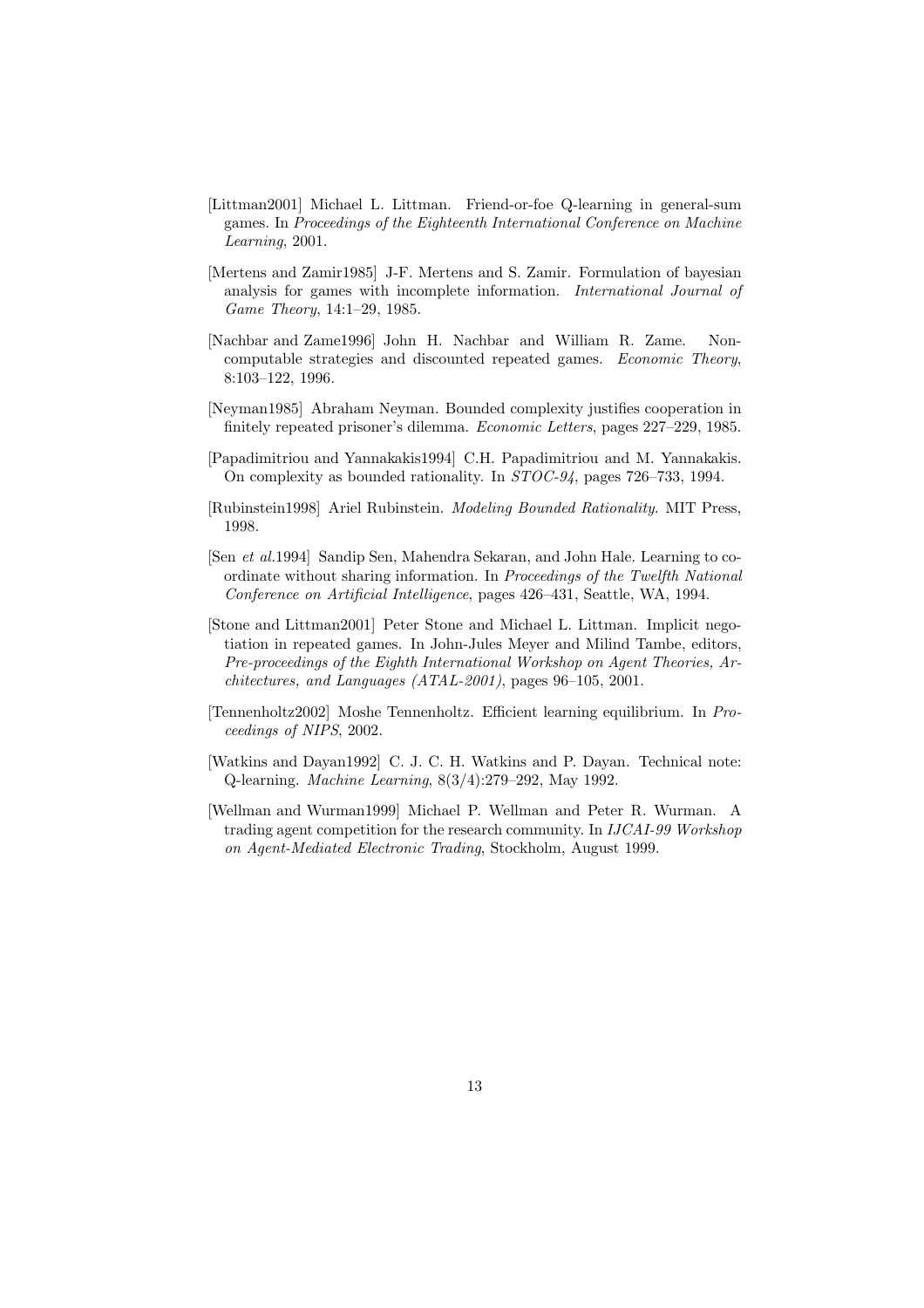[Littman2001] Michael L. Littman. Friend-or-foe Q-learning in general-sum games. In *Proceedings of the Eighteenth International Conference on Machine Learning*, 2001.

[Mertens and Zamir1985] J-F. Mertens and S. Zamir. Formulation of bayesian analysis for games with incomplete information. *International Journal of Game Theory*, 14:1–29, 1985.

[Nachbar and Zame1996] John H. Nachbar and William R. Zame. Non-computable strategies and discounted repeated games. *Economic Theory*, 8:103–122, 1996.

[Neyman1985] Abraham Neyman. Bounded complexity justifies cooperation in finitely repeated prisoner's dilemma. *Economic Letters*, pages 227–229, 1985.

[Papadimitriou and Yannakakis1994] C.H. Papadimitriou and M. Yannakakis. On complexity as bounded rationality. In *STOC-94*, pages 726–733, 1994.

[Rubinstein1998] Ariel Rubinstein. *Modeling Bounded Rationality*. MIT Press, 1998.

[Sen *et al.*1994] Sandip Sen, Mahendra Sekaran, and John Hale. Learning to coordinate without sharing information. In *Proceedings of the Twelfth National Conference on Artificial Intelligence*, pages 426–431, Seattle, WA, 1994.

[Stone and Littman2001] Peter Stone and Michael L. Littman. Implicit negotiation in repeated games. In John-Jules Meyer and Milind Tambe, editors, *Pre-proceedings of the Eighth International Workshop on Agent Theories, Architectures, and Languages (ATAL-2001)*, pages 96–105, 2001.

[Tennenholtz2002] Moshe Tennenholtz. Efficient learning equilibrium. In *Proceedings of NIPS*, 2002.

[Watkins and Dayan1992] C. J. C. H. Watkins and P. Dayan. Technical note: Q-learning. *Machine Learning*, 8(3/4):279–292, May 1992.

[Wellman and Wurman1999] Michael P. Wellman and Peter R. Wurman. A trading agent competition for the research community. In *IJCAI-99 Workshop on Agent-Mediated Electronic Trading*, Stockholm, August 1999.